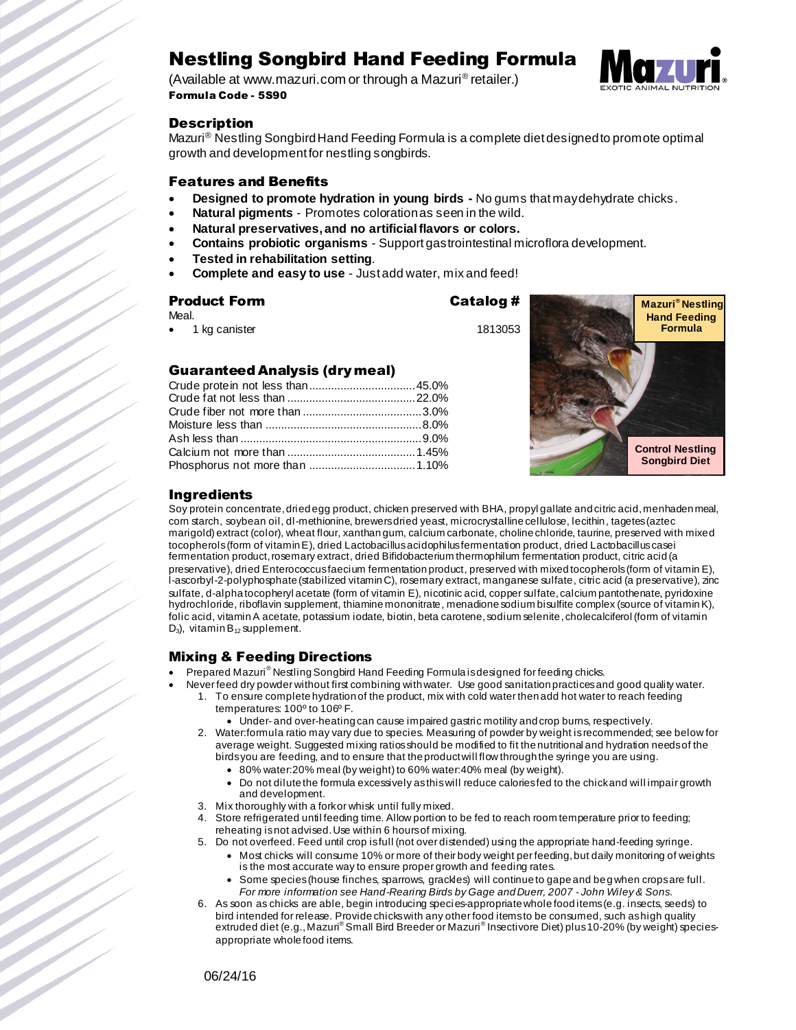# Nestling Songbird Hand Feeding Formula

(Available at www.mazuri.com or through a Mazuri® retailer.)

**Formula Code - 5S90**

## Description

Mazuri® Nestling Songbird Hand Feeding Formula is a complete diet designed to promote optimal growth and development for nestling songbirds.

## Features and Benefits

- **Designed to promote hydration in young birds -** No gums that may dehydrate chicks.
- **Natural pigments** - Promotes coloration as seen in the wild.
- **Natural preservatives, and no artificial flavors or colors.**
- **Contains probiotic organisms** - Support gastrointestinal microflora development.
- **Tested in rehabilitation setting**.
- **Complete and easy to use** - Just add water, mix and feed!

## Product Form

Meal.

| Product Form | Catalog # |
|---|---|
| 1 kg canister | 1813053 |

Mazuri® Nestling Hand Feeding Formula

Control Nestling Songbird Diet

## Guaranteed Analysis (dry meal)

| | |
|---|---|
| Crude protein not less than | 45.0% |
| Crude fat not less than | 22.0% |
| Crude fiber not more than | 3.0% |
| Moisture less than | 8.0% |
| Ash less than | 9.0% |
| Calcium not more than | 1.45% |
| Phosphorus not more than | 1.10% |

## Ingredients

Soy protein concentrate, dried egg product, chicken preserved with BHA, propyl gallate and citric acid, menhaden meal, corn starch, soybean oil, dl-methionine, brewers dried yeast, microcrystalline cellulose, lecithin, tagetes (aztec marigold) extract (color), wheat flour, xanthan gum, calcium carbonate, choline chloride, taurine, preserved with mixed tocopherols (form of vitamin E), dried Lactobacillus acidophilus fermentation product, dried Lactobacillus casei fermentation product, rosemary extract, dried Bifidobacterium thermophilum fermentation product, citric acid (a preservative), dried Enterococcus faecium fermentation product, preserved with mixed tocopherols (form of vitamin E), l-ascorbyl-2-polyphosphate (stabilized vitamin C), rosemary extract, manganese sulfate, citric acid (a preservative), zinc sulfate, d-alpha tocopheryl acetate (form of vitamin E), nicotinic acid, copper sulfate, calcium pantothenate, pyridoxine hydrochloride, riboflavin supplement, thiamine mononitrate, menadione sodium bisulfite complex (source of vitamin K), folic acid, vitamin A acetate, potassium iodate, biotin, beta carotene, sodium selenite, cholecalciferol (form of vitamin $D_3$), vitamin $B_{12}$ supplement.

## Mixing & Feeding Directions

- Prepared Mazuri® Nestling Songbird Hand Feeding Formula is designed for feeding chicks.
- Never feed dry powder without first combining with water. Use good sanitation practices and good quality water.
  1. To ensure complete hydration of the product, mix with cold water then add hot water to reach feeding temperatures: 100º to 106º F.
     - Under- and over-heating can cause impaired gastric motility and crop burns, respectively.
  2. Water:formula ratio may vary due to species. Measuring of powder by weight is recommended; see below for average weight. Suggested mixing ratios should be modified to fit the nutritional and hydration needs of the birds you are feeding, and to ensure that the product will flow through the syringe you are using.
     - 80% water:20% meal (by weight) to 60% water:40% meal (by weight).
     - Do not dilute the formula excessively as this will reduce calories fed to the chick and will impair growth and development.
  3. Mix thoroughly with a fork or whisk until fully mixed.
  4. Store refrigerated until feeding time. Allow portion to be fed to reach room temperature prior to feeding; reheating is not advised. Use within 6 hours of mixing.
  5. Do not overfeed. Feed until crop is full (not over distended) using the appropriate hand-feeding syringe.
     - Most chicks will consume 10% or more of their body weight per feeding, but daily monitoring of weights is the most accurate way to ensure proper growth and feeding rates.
     - Some species (house finches, sparrows, grackles) will continue to gape and beg when crops are full. *For more information see Hand-Rearing Birds by Gage and Duerr, 2007 - John Wiley & Sons.*
  6. As soon as chicks are able, begin introducing species-appropriate whole food items (e.g. insects, seeds) to bird intended for release. Provide chicks with any other food items to be consumed, such as high quality extruded diet (e.g., Mazuri® Small Bird Breeder or Mazuri® Insectivore Diet) plus 10-20% (by weight) species-appropriate whole food items.

06/24/16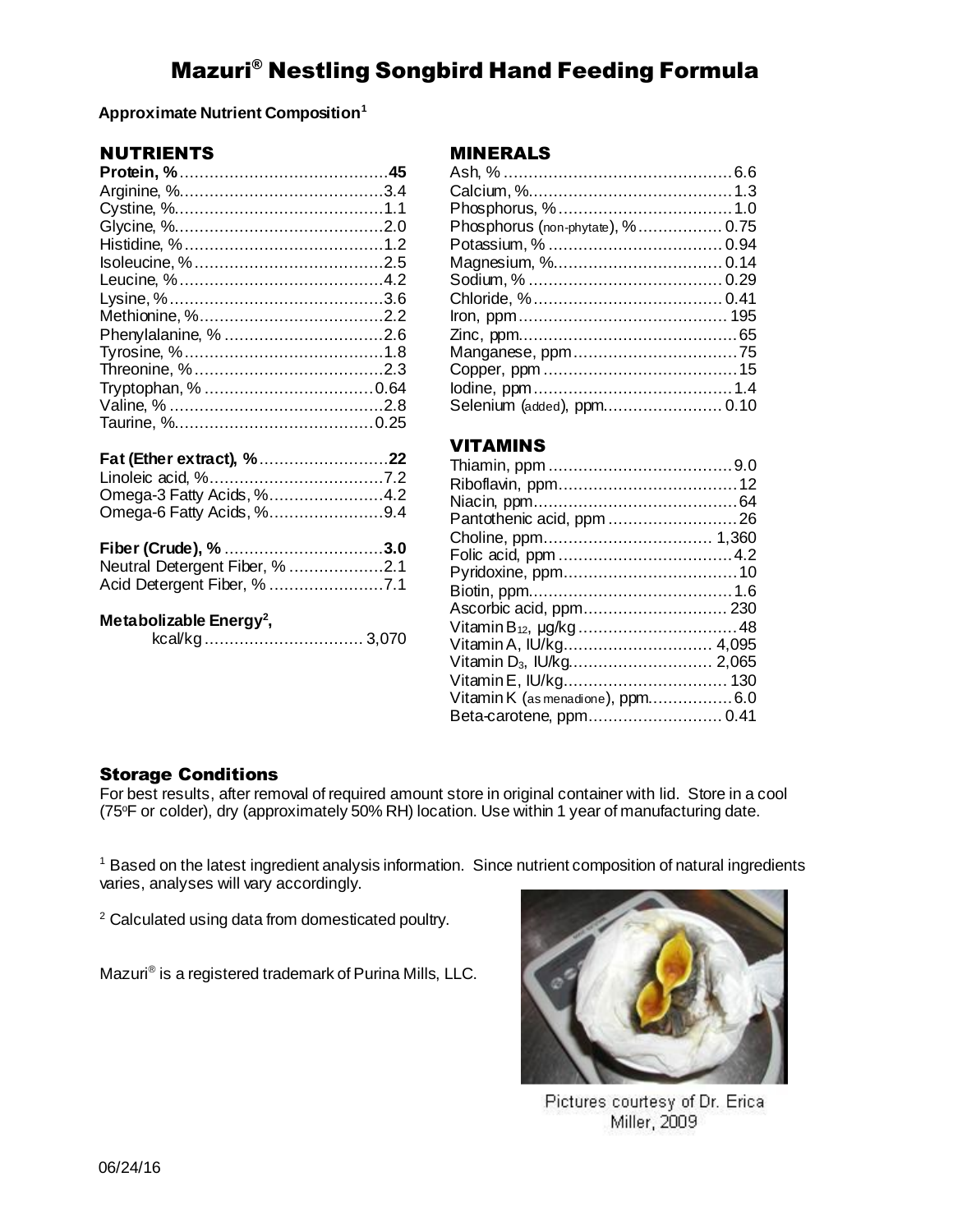# Mazuri® Nestling Songbird Hand Feeding Formula

**Approximate Nutrient Composition[1]**

## NUTRIENTS

| | |
|---|---|
| **Protein, %** | **45** |
| Arginine, % | 3.4 |
| Cystine, % | 1.1 |
| Glycine, % | 2.0 |
| Histidine, % | 1.2 |
| Isoleucine, % | 2.5 |
| Leucine, % | 4.2 |
| Lysine, % | 3.6 |
| Methionine, % | 2.2 |
| Phenylalanine, % | 2.6 |
| Tyrosine, % | 1.8 |
| Threonine, % | 2.3 |
| Tryptophan, % | 0.64 |
| Valine, % | 2.8 |
| Taurine, % | 0.25 |
| **Fat (Ether extract), %** | **22** |
| Linoleic acid, % | 7.2 |
| Omega-3 Fatty Acids, % | 4.2 |
| Omega-6 Fatty Acids, % | 9.4 |
| **Fiber (Crude), %** | **3.0** |
| Neutral Detergent Fiber, % | 2.1 |
| Acid Detergent Fiber, % | 7.1 |
| **Metabolizable Energy[2],** kcal/kg | 3,070 |

## MINERALS

| | |
|---|---|
| Ash, % | 6.6 |
| Calcium, % | 1.3 |
| Phosphorus, % | 1.0 |
| Phosphorus (non-phytate), % | 0.75 |
| Potassium, % | 0.94 |
| Magnesium, % | 0.14 |
| Sodium, % | 0.29 |
| Chloride, % | 0.41 |
| Iron, ppm | 195 |
| Zinc, ppm | 65 |
| Manganese, ppm | 75 |
| Copper, ppm | 15 |
| Iodine, ppm | 1.4 |
| Selenium (added), ppm | 0.10 |

## VITAMINS

| | |
|---|---|
| Thiamin, ppm | 9.0 |
| Riboflavin, ppm | 12 |
| Niacin, ppm | 64 |
| Pantothenic acid, ppm | 26 |
| Choline, ppm | 1,360 |
| Folic acid, ppm | 4.2 |
| Pyridoxine, ppm | 10 |
| Biotin, ppm | 1.6 |
| Ascorbic acid, ppm | 230 |
| Vitamin $B_{12}$, µg/kg | 48 |
| Vitamin A, IU/kg | 4,095 |
| Vitamin $D_3$, IU/kg | 2,065 |
| Vitamin E, IU/kg | 130 |
| Vitamin K (as menadione), ppm | 6.0 |
| Beta-carotene, ppm | 0.41 |

## Storage Conditions

For best results, after removal of required amount store in original container with lid. Store in a cool (75°F or colder), dry (approximately 50% RH) location. Use within 1 year of manufacturing date.

[1] Based on the latest ingredient analysis information. Since nutrient composition of natural ingredients varies, analyses will vary accordingly.

[2] Calculated using data from domesticated poultry.

Mazuri® is a registered trademark of Purina Mills, LLC.

Pictures courtesy of Dr. Erica Miller, 2009

06/24/16